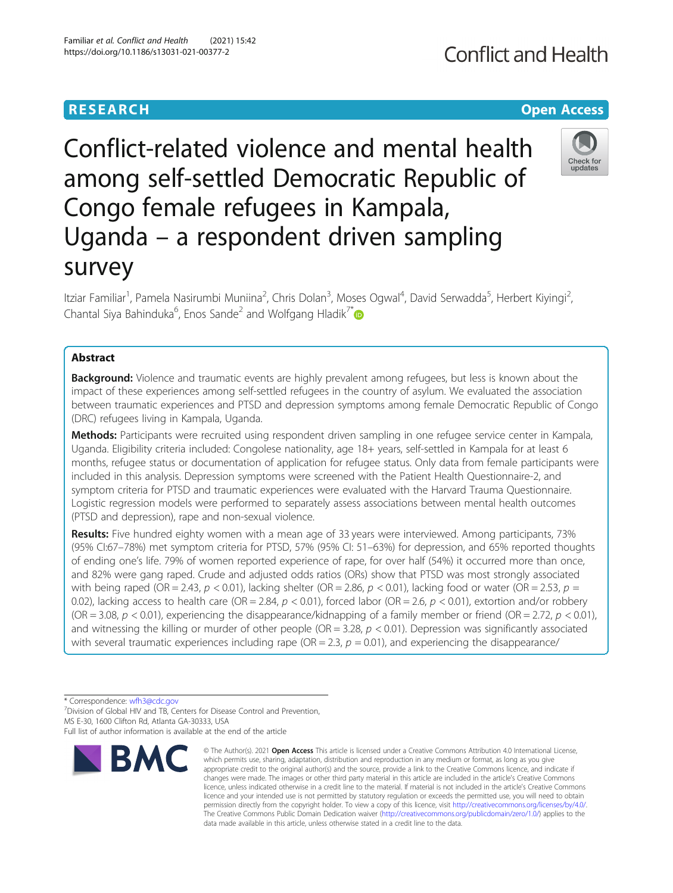RESEARCH

Open Access

# Conflict-related violence and mental health among self-settled Democratic Republic of Congo female refugees in Kampala, Uganda – a respondent driven sampling survey

Itziar Familiar[1], Pamela Nasirumbi Muniina[2], Chris Dolan[3], Moses Ogwal[4], David Serwadda[5], Herbert Kiyingi[2], Chantal Siya Bahinduka[6], Enos Sande[2] and Wolfgang Hladik[7*]

## Abstract

**Background:** Violence and traumatic events are highly prevalent among refugees, but less is known about the impact of these experiences among self-settled refugees in the country of asylum. We evaluated the association between traumatic experiences and PTSD and depression symptoms among female Democratic Republic of Congo (DRC) refugees living in Kampala, Uganda.

**Methods:** Participants were recruited using respondent driven sampling in one refugee service center in Kampala, Uganda. Eligibility criteria included: Congolese nationality, age 18+ years, self-settled in Kampala for at least 6 months, refugee status or documentation of application for refugee status. Only data from female participants were included in this analysis. Depression symptoms were screened with the Patient Health Questionnaire-2, and symptom criteria for PTSD and traumatic experiences were evaluated with the Harvard Trauma Questionnaire. Logistic regression models were performed to separately assess associations between mental health outcomes (PTSD and depression), rape and non-sexual violence.

**Results:** Five hundred eighty women with a mean age of 33 years were interviewed. Among participants, 73% (95% CI:67–78%) met symptom criteria for PTSD, 57% (95% CI: 51–63%) for depression, and 65% reported thoughts of ending one's life. 79% of women reported experience of rape, for over half (54%) it occurred more than once, and 82% were gang raped. Crude and adjusted odds ratios (ORs) show that PTSD was most strongly associated with being raped (OR = 2.43, $p < 0.01$), lacking shelter (OR = 2.86, $p < 0.01$), lacking food or water (OR = 2.53, $p = 0.02$), lacking access to health care (OR = 2.84, $p < 0.01$), forced labor (OR = 2.6, $p < 0.01$), extortion and/or robbery (OR = 3.08, $p < 0.01$), experiencing the disappearance/kidnapping of a family member or friend (OR = 2.72, $p < 0.01$), and witnessing the killing or murder of other people (OR = 3.28, $p < 0.01$). Depression was significantly associated with several traumatic experiences including rape (OR = 2.3, $p = 0.01$), and experiencing the disappearance/

\* Correspondence: wfh3@cdc.gov
[7]Division of Global HIV and TB, Centers for Disease Control and Prevention, MS E-30, 1600 Clifton Rd, Atlanta GA-30333, USA
Full list of author information is available at the end of the article

© The Author(s). 2021 **Open Access** This article is licensed under a Creative Commons Attribution 4.0 International License, which permits use, sharing, adaptation, distribution and reproduction in any medium or format, as long as you give appropriate credit to the original author(s) and the source, provide a link to the Creative Commons licence, and indicate if changes were made. The images or other third party material in this article are included in the article's Creative Commons licence, unless indicated otherwise in a credit line to the material. If material is not included in the article's Creative Commons licence and your intended use is not permitted by statutory regulation or exceeds the permitted use, you will need to obtain permission directly from the copyright holder. To view a copy of this licence, visit http://creativecommons.org/licenses/by/4.0/. The Creative Commons Public Domain Dedication waiver (http://creativecommons.org/publicdomain/zero/1.0/) applies to the data made available in this article, unless otherwise stated in a credit line to the data.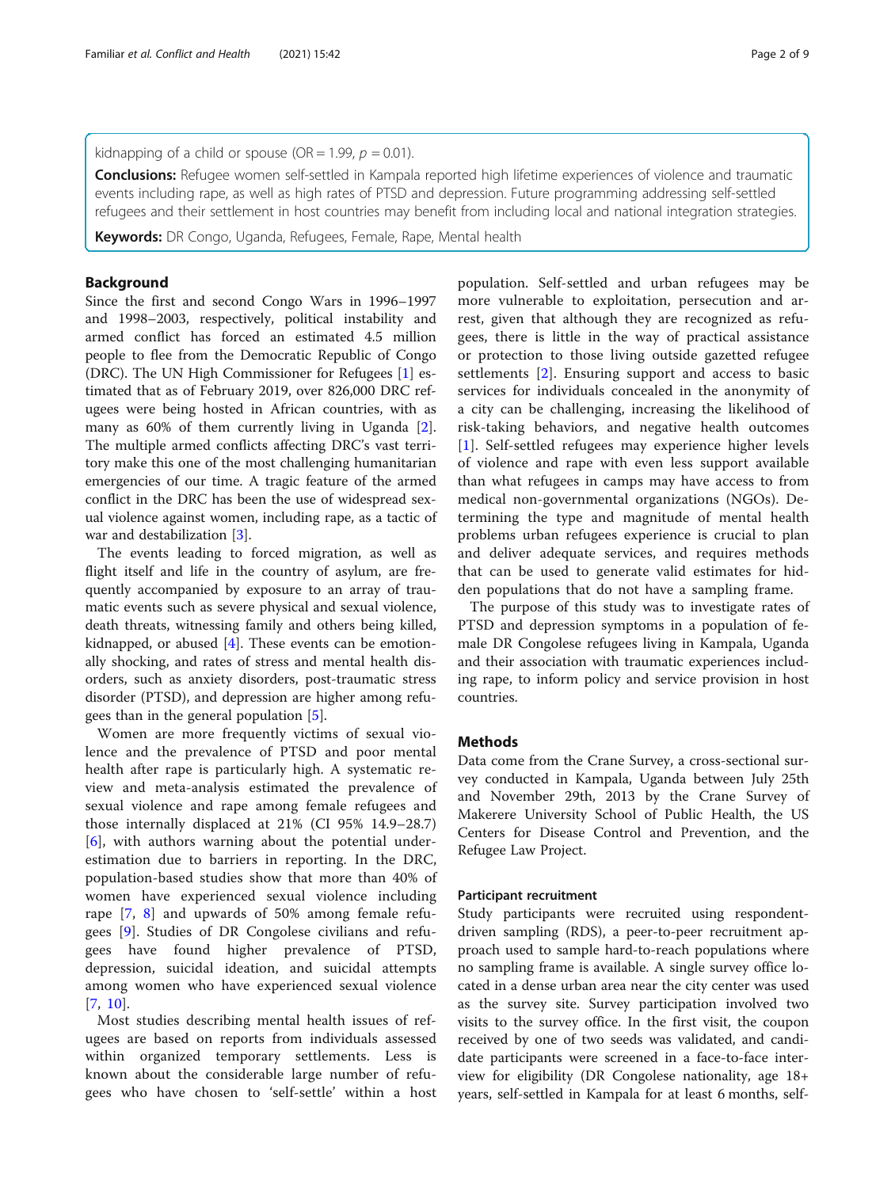kidnapping of a child or spouse (OR = 1.99, $p = 0.01$).

**Conclusions:** Refugee women self-settled in Kampala reported high lifetime experiences of violence and traumatic events including rape, as well as high rates of PTSD and depression. Future programming addressing self-settled refugees and their settlement in host countries may benefit from including local and national integration strategies.

**Keywords:** DR Congo, Uganda, Refugees, Female, Rape, Mental health

## Background

Since the first and second Congo Wars in 1996–1997 and 1998–2003, respectively, political instability and armed conflict has forced an estimated 4.5 million people to flee from the Democratic Republic of Congo (DRC). The UN High Commissioner for Refugees [1] estimated that as of February 2019, over 826,000 DRC refugees were being hosted in African countries, with as many as 60% of them currently living in Uganda [2]. The multiple armed conflicts affecting DRC's vast territory make this one of the most challenging humanitarian emergencies of our time. A tragic feature of the armed conflict in the DRC has been the use of widespread sexual violence against women, including rape, as a tactic of war and destabilization [3].

The events leading to forced migration, as well as flight itself and life in the country of asylum, are frequently accompanied by exposure to an array of traumatic events such as severe physical and sexual violence, death threats, witnessing family and others being killed, kidnapped, or abused [4]. These events can be emotionally shocking, and rates of stress and mental health disorders, such as anxiety disorders, post-traumatic stress disorder (PTSD), and depression are higher among refugees than in the general population [5].

Women are more frequently victims of sexual violence and the prevalence of PTSD and poor mental health after rape is particularly high. A systematic review and meta-analysis estimated the prevalence of sexual violence and rape among female refugees and those internally displaced at 21% (CI 95% 14.9–28.7) [6], with authors warning about the potential underestimation due to barriers in reporting. In the DRC, population-based studies show that more than 40% of women have experienced sexual violence including rape [7, 8] and upwards of 50% among female refugees [9]. Studies of DR Congolese civilians and refugees have found higher prevalence of PTSD, depression, suicidal ideation, and suicidal attempts among women who have experienced sexual violence [7, 10].

Most studies describing mental health issues of refugees are based on reports from individuals assessed within organized temporary settlements. Less is known about the considerable large number of refugees who have chosen to 'self-settle' within a host population. Self-settled and urban refugees may be more vulnerable to exploitation, persecution and arrest, given that although they are recognized as refugees, there is little in the way of practical assistance or protection to those living outside gazetted refugee settlements [2]. Ensuring support and access to basic services for individuals concealed in the anonymity of a city can be challenging, increasing the likelihood of risk-taking behaviors, and negative health outcomes [1]. Self-settled refugees may experience higher levels of violence and rape with even less support available than what refugees in camps may have access to from medical non-governmental organizations (NGOs). Determining the type and magnitude of mental health problems urban refugees experience is crucial to plan and deliver adequate services, and requires methods that can be used to generate valid estimates for hidden populations that do not have a sampling frame.

The purpose of this study was to investigate rates of PTSD and depression symptoms in a population of female DR Congolese refugees living in Kampala, Uganda and their association with traumatic experiences including rape, to inform policy and service provision in host countries.

## Methods

Data come from the Crane Survey, a cross-sectional survey conducted in Kampala, Uganda between July 25th and November 29th, 2013 by the Crane Survey of Makerere University School of Public Health, the US Centers for Disease Control and Prevention, and the Refugee Law Project.

### Participant recruitment

Study participants were recruited using respondent-driven sampling (RDS), a peer-to-peer recruitment approach used to sample hard-to-reach populations where no sampling frame is available. A single survey office located in a dense urban area near the city center was used as the survey site. Survey participation involved two visits to the survey office. In the first visit, the coupon received by one of two seeds was validated, and candidate participants were screened in a face-to-face interview for eligibility (DR Congolese nationality, age 18+ years, self-settled in Kampala for at least 6 months, self-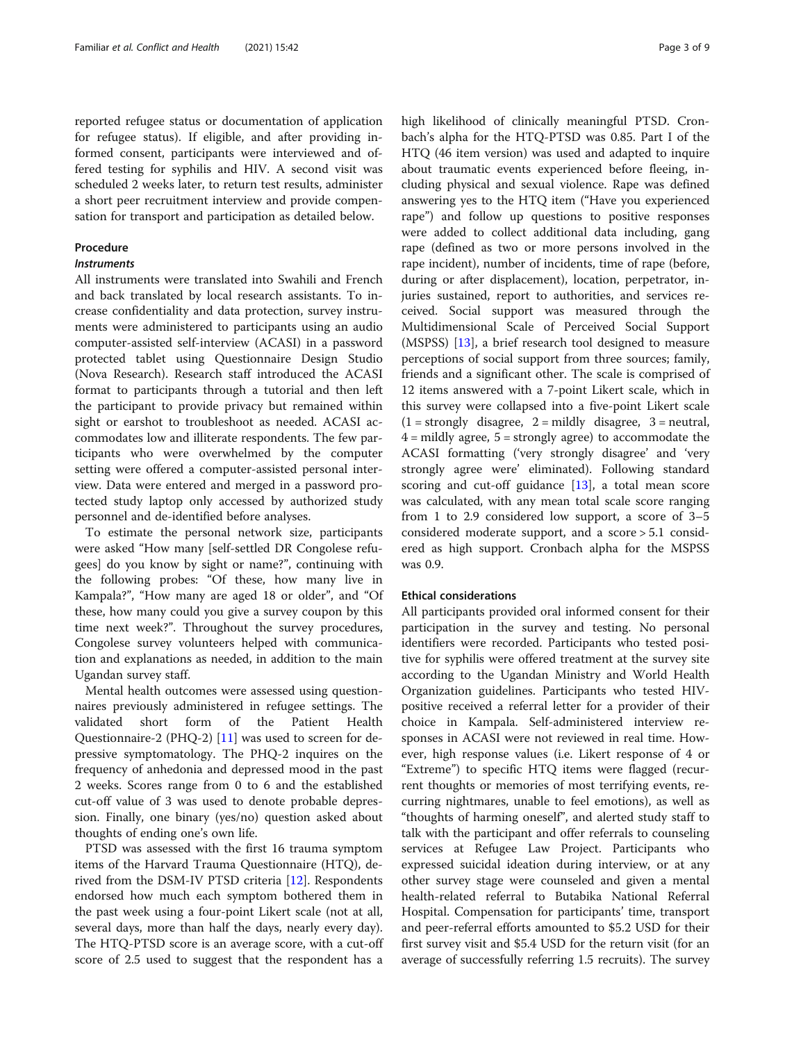reported refugee status or documentation of application for refugee status). If eligible, and after providing informed consent, participants were interviewed and offered testing for syphilis and HIV. A second visit was scheduled 2 weeks later, to return test results, administer a short peer recruitment interview and provide compensation for transport and participation as detailed below.

## Procedure

### *Instruments*

All instruments were translated into Swahili and French and back translated by local research assistants. To increase confidentiality and data protection, survey instruments were administered to participants using an audio computer-assisted self-interview (ACASI) in a password protected tablet using Questionnaire Design Studio (Nova Research). Research staff introduced the ACASI format to participants through a tutorial and then left the participant to provide privacy but remained within sight or earshot to troubleshoot as needed. ACASI accommodates low and illiterate respondents. The few participants who were overwhelmed by the computer setting were offered a computer-assisted personal interview. Data were entered and merged in a password protected study laptop only accessed by authorized study personnel and de-identified before analyses.

To estimate the personal network size, participants were asked "How many [self-settled DR Congolese refugees] do you know by sight or name?", continuing with the following probes: "Of these, how many live in Kampala?", "How many are aged 18 or older", and "Of these, how many could you give a survey coupon by this time next week?". Throughout the survey procedures, Congolese survey volunteers helped with communication and explanations as needed, in addition to the main Ugandan survey staff.

Mental health outcomes were assessed using questionnaires previously administered in refugee settings. The validated short form of the Patient Health Questionnaire-2 (PHQ-2) [11] was used to screen for depressive symptomatology. The PHQ-2 inquires on the frequency of anhedonia and depressed mood in the past 2 weeks. Scores range from 0 to 6 and the established cut-off value of 3 was used to denote probable depression. Finally, one binary (yes/no) question asked about thoughts of ending one's own life.

PTSD was assessed with the first 16 trauma symptom items of the Harvard Trauma Questionnaire (HTQ), derived from the DSM-IV PTSD criteria [12]. Respondents endorsed how much each symptom bothered them in the past week using a four-point Likert scale (not at all, several days, more than half the days, nearly every day). The HTQ-PTSD score is an average score, with a cut-off score of 2.5 used to suggest that the respondent has a high likelihood of clinically meaningful PTSD. Cronbach's alpha for the HTQ-PTSD was 0.85. Part I of the HTQ (46 item version) was used and adapted to inquire about traumatic events experienced before fleeing, including physical and sexual violence. Rape was defined answering yes to the HTQ item ("Have you experienced rape") and follow up questions to positive responses were added to collect additional data including, gang rape (defined as two or more persons involved in the rape incident), number of incidents, time of rape (before, during or after displacement), location, perpetrator, injuries sustained, report to authorities, and services received. Social support was measured through the Multidimensional Scale of Perceived Social Support (MSPSS) [13], a brief research tool designed to measure perceptions of social support from three sources; family, friends and a significant other. The scale is comprised of 12 items answered with a 7-point Likert scale, which in this survey were collapsed into a five-point Likert scale (1 = strongly disagree, 2 = mildly disagree, 3 = neutral, 4 = mildly agree, 5 = strongly agree) to accommodate the ACASI formatting ('very strongly disagree' and 'very strongly agree were' eliminated). Following standard scoring and cut-off guidance [13], a total mean score was calculated, with any mean total scale score ranging from 1 to 2.9 considered low support, a score of 3–5 considered moderate support, and a score > 5.1 considered as high support. Cronbach alpha for the MSPSS was 0.9.

## Ethical considerations

All participants provided oral informed consent for their participation in the survey and testing. No personal identifiers were recorded. Participants who tested positive for syphilis were offered treatment at the survey site according to the Ugandan Ministry and World Health Organization guidelines. Participants who tested HIV-positive received a referral letter for a provider of their choice in Kampala. Self-administered interview responses in ACASI were not reviewed in real time. However, high response values (i.e. Likert response of 4 or "Extreme") to specific HTQ items were flagged (recurrent thoughts or memories of most terrifying events, recurring nightmares, unable to feel emotions), as well as "thoughts of harming oneself", and alerted study staff to talk with the participant and offer referrals to counseling services at Refugee Law Project. Participants who expressed suicidal ideation during interview, or at any other survey stage were counseled and given a mental health-related referral to Butabika National Referral Hospital. Compensation for participants' time, transport and peer-referral efforts amounted to $5.2 USD for their first survey visit and $5.4 USD for the return visit (for an average of successfully referring 1.5 recruits). The survey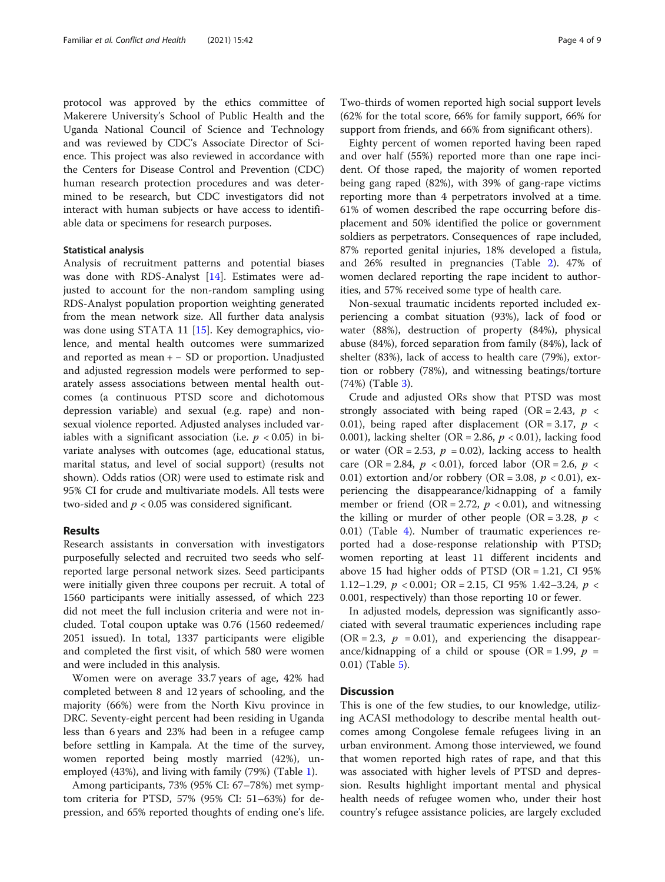protocol was approved by the ethics committee of Makerere University's School of Public Health and the Uganda National Council of Science and Technology and was reviewed by CDC's Associate Director of Science. This project was also reviewed in accordance with the Centers for Disease Control and Prevention (CDC) human research protection procedures and was determined to be research, but CDC investigators did not interact with human subjects or have access to identifiable data or specimens for research purposes.

### Statistical analysis

Analysis of recruitment patterns and potential biases was done with RDS-Analyst [14]. Estimates were adjusted to account for the non-random sampling using RDS-Analyst population proportion weighting generated from the mean network size. All further data analysis was done using STATA 11 [15]. Key demographics, violence, and mental health outcomes were summarized and reported as mean + – SD or proportion. Unadjusted and adjusted regression models were performed to separately assess associations between mental health outcomes (a continuous PTSD score and dichotomous depression variable) and sexual (e.g. rape) and non-sexual violence reported. Adjusted analyses included variables with a significant association (i.e. $p < 0.05$) in bivariate analyses with outcomes (age, educational status, marital status, and level of social support) (results not shown). Odds ratios (OR) were used to estimate risk and 95% CI for crude and multivariate models. All tests were two-sided and $p < 0.05$ was considered significant.

## Results

Research assistants in conversation with investigators purposefully selected and recruited two seeds who self-reported large personal network sizes. Seed participants were initially given three coupons per recruit. A total of 1560 participants were initially assessed, of which 223 did not meet the full inclusion criteria and were not included. Total coupon uptake was 0.76 (1560 redeemed/ 2051 issued). In total, 1337 participants were eligible and completed the first visit, of which 580 were women and were included in this analysis.

Women were on average 33.7 years of age, 42% had completed between 8 and 12 years of schooling, and the majority (66%) were from the North Kivu province in DRC. Seventy-eight percent had been residing in Uganda less than 6 years and 23% had been in a refugee camp before settling in Kampala. At the time of the survey, women reported being mostly married (42%), unemployed (43%), and living with family (79%) (Table 1).

Among participants, 73% (95% CI: 67–78%) met symptom criteria for PTSD, 57% (95% CI: 51–63%) for depression, and 65% reported thoughts of ending one's life. Two-thirds of women reported high social support levels (62% for the total score, 66% for family support, 66% for support from friends, and 66% from significant others).

Eighty percent of women reported having been raped and over half (55%) reported more than one rape incident. Of those raped, the majority of women reported being gang raped (82%), with 39% of gang-rape victims reporting more than 4 perpetrators involved at a time. 61% of women described the rape occurring before displacement and 50% identified the police or government soldiers as perpetrators. Consequences of rape included, 87% reported genital injuries, 18% developed a fistula, and 26% resulted in pregnancies (Table 2). 47% of women declared reporting the rape incident to authorities, and 57% received some type of health care.

Non-sexual traumatic incidents reported included experiencing a combat situation (93%), lack of food or water (88%), destruction of property (84%), physical abuse (84%), forced separation from family (84%), lack of shelter (83%), lack of access to health care (79%), extortion or robbery (78%), and witnessing beatings/torture (74%) (Table 3).

Crude and adjusted ORs show that PTSD was most strongly associated with being raped (OR = 2.43, $p < 0.01$), being raped after displacement (OR = 3.17, $p < 0.001$), lacking shelter (OR = 2.86, $p < 0.01$), lacking food or water (OR = 2.53, $p = 0.02$), lacking access to health care (OR = 2.84, $p < 0.01$), forced labor (OR = 2.6, $p < 0.01$) extortion and/or robbery (OR = 3.08, $p < 0.01$), experiencing the disappearance/kidnapping of a family member or friend (OR = 2.72, $p < 0.01$), and witnessing the killing or murder of other people (OR = 3.28, $p < 0.01$) (Table 4). Number of traumatic experiences reported had a dose-response relationship with PTSD; women reporting at least 11 different incidents and above 15 had higher odds of PTSD (OR = 1.21, CI 95% 1.12–1.29, $p < 0.001$; OR = 2.15, CI 95% 1.42–3.24, $p < 0.001$, respectively) than those reporting 10 or fewer.

In adjusted models, depression was significantly associated with several traumatic experiences including rape (OR = 2.3, $p = 0.01$), and experiencing the disappearance/kidnapping of a child or spouse (OR = 1.99, $p = 0.01$) (Table 5).

## Discussion

This is one of the few studies, to our knowledge, utilizing ACASI methodology to describe mental health outcomes among Congolese female refugees living in an urban environment. Among those interviewed, we found that women reported high rates of rape, and that this was associated with higher levels of PTSD and depression. Results highlight important mental and physical health needs of refugee women who, under their host country's refugee assistance policies, are largely excluded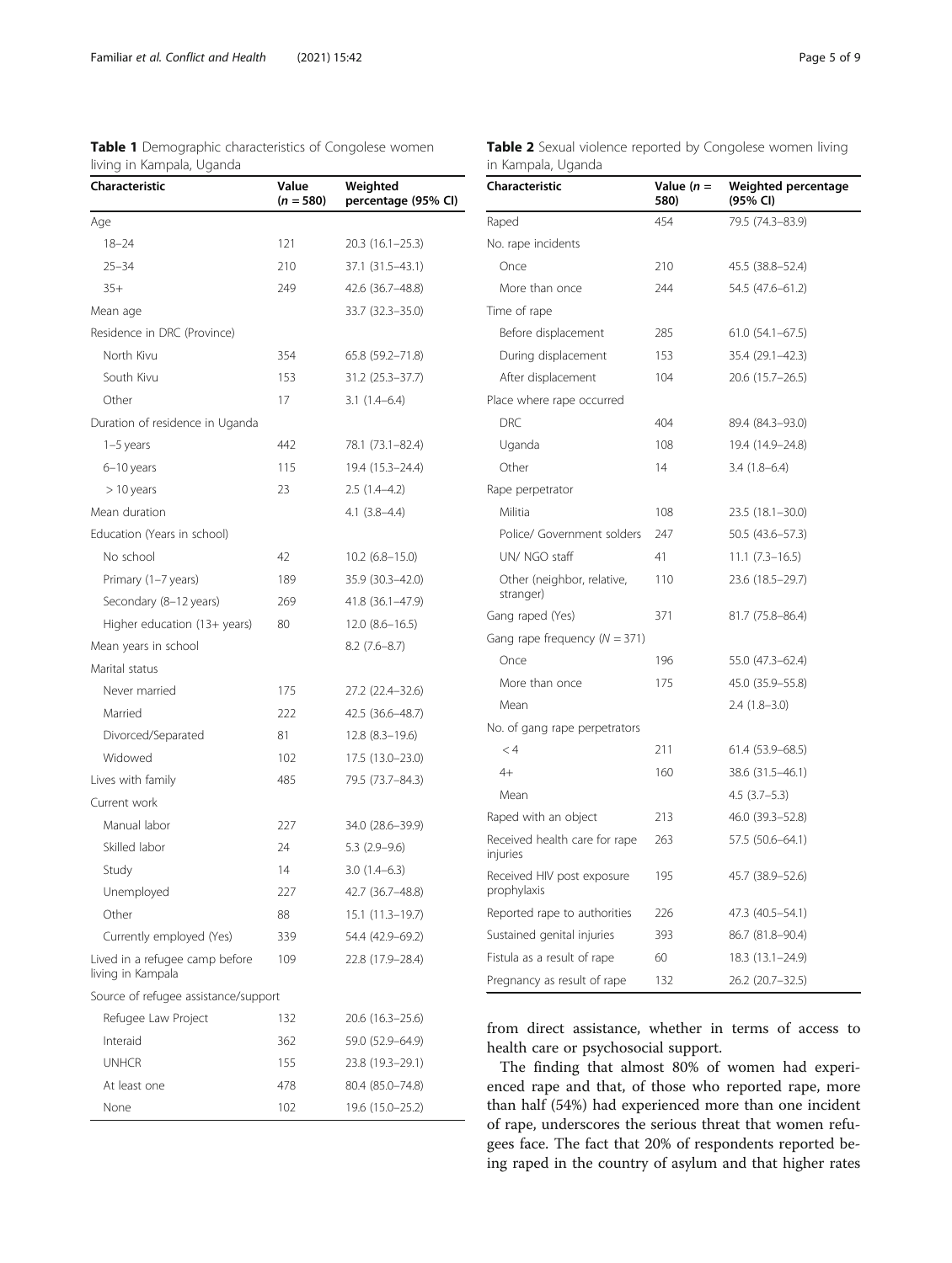**Table 1** Demographic characteristics of Congolese women living in Kampala, Uganda

| Characteristic | Value ($n$ = 580) | Weighted percentage (95% CI) |
|---|---|---|
| Age | | |
| 18–24 | 121 | 20.3 (16.1–25.3) |
| 25–34 | 210 | 37.1 (31.5–43.1) |
| 35+ | 249 | 42.6 (36.7–48.8) |
| Mean age | | 33.7 (32.3–35.0) |
| Residence in DRC (Province) | | |
| North Kivu | 354 | 65.8 (59.2–71.8) |
| South Kivu | 153 | 31.2 (25.3–37.7) |
| Other | 17 | 3.1 (1.4–6.4) |
| Duration of residence in Uganda | | |
| 1–5 years | 442 | 78.1 (73.1–82.4) |
| 6–10 years | 115 | 19.4 (15.3–24.4) |
| > 10 years | 23 | 2.5 (1.4–4.2) |
| Mean duration | | 4.1 (3.8–4.4) |
| Education (Years in school) | | |
| No school | 42 | 10.2 (6.8–15.0) |
| Primary (1–7 years) | 189 | 35.9 (30.3–42.0) |
| Secondary (8–12 years) | 269 | 41.8 (36.1–47.9) |
| Higher education (13+ years) | 80 | 12.0 (8.6–16.5) |
| Mean years in school | | 8.2 (7.6–8.7) |
| Marital status | | |
| Never married | 175 | 27.2 (22.4–32.6) |
| Married | 222 | 42.5 (36.6–48.7) |
| Divorced/Separated | 81 | 12.8 (8.3–19.6) |
| Widowed | 102 | 17.5 (13.0–23.0) |
| Lives with family | 485 | 79.5 (73.7–84.3) |
| Current work | | |
| Manual labor | 227 | 34.0 (28.6–39.9) |
| Skilled labor | 24 | 5.3 (2.9–9.6) |
| Study | 14 | 3.0 (1.4–6.3) |
| Unemployed | 227 | 42.7 (36.7–48.8) |
| Other | 88 | 15.1 (11.3–19.7) |
| Currently employed (Yes) | 339 | 54.4 (42.9–69.2) |
| Lived in a refugee camp before living in Kampala | 109 | 22.8 (17.9–28.4) |
| Source of refugee assistance/support | | |
| Refugee Law Project | 132 | 20.6 (16.3–25.6) |
| Interaid | 362 | 59.0 (52.9–64.9) |
| UNHCR | 155 | 23.8 (19.3–29.1) |
| At least one | 478 | 80.4 (85.0–74.8) |
| None | 102 | 19.6 (15.0–25.2) |

**Table 2** Sexual violence reported by Congolese women living in Kampala, Uganda

| Characteristic | Value ($n$ = 580) | Weighted percentage (95% CI) |
|---|---|---|
| Raped | 454 | 79.5 (74.3–83.9) |
| No. rape incidents | | |
| Once | 210 | 45.5 (38.8–52.4) |
| More than once | 244 | 54.5 (47.6–61.2) |
| Time of rape | | |
| Before displacement | 285 | 61.0 (54.1–67.5) |
| During displacement | 153 | 35.4 (29.1–42.3) |
| After displacement | 104 | 20.6 (15.7–26.5) |
| Place where rape occurred | | |
| DRC | 404 | 89.4 (84.3–93.0) |
| Uganda | 108 | 19.4 (14.9–24.8) |
| Other | 14 | 3.4 (1.8–6.4) |
| Rape perpetrator | | |
| Militia | 108 | 23.5 (18.1–30.0) |
| Police/ Government solders | 247 | 50.5 (43.6–57.3) |
| UN/ NGO staff | 41 | 11.1 (7.3–16.5) |
| Other (neighbor, relative, stranger) | 110 | 23.6 (18.5–29.7) |
| Gang raped (Yes) | 371 | 81.7 (75.8–86.4) |
| Gang rape frequency ($N$ = 371) | | |
| Once | 196 | 55.0 (47.3–62.4) |
| More than once | 175 | 45.0 (35.9–55.8) |
| Mean | | 2.4 (1.8–3.0) |
| No. of gang rape perpetrators | | |
| < 4 | 211 | 61.4 (53.9–68.5) |
| 4+ | 160 | 38.6 (31.5–46.1) |
| Mean | | 4.5 (3.7–5.3) |
| Raped with an object | 213 | 46.0 (39.3–52.8) |
| Received health care for rape injuries | 263 | 57.5 (50.6–64.1) |
| Received HIV post exposure prophylaxis | 195 | 45.7 (38.9–52.6) |
| Reported rape to authorities | 226 | 47.3 (40.5–54.1) |
| Sustained genital injuries | 393 | 86.7 (81.8–90.4) |
| Fistula as a result of rape | 60 | 18.3 (13.1–24.9) |
| Pregnancy as result of rape | 132 | 26.2 (20.7–32.5) |

from direct assistance, whether in terms of access to health care or psychosocial support.

The finding that almost 80% of women had experienced rape and that, of those who reported rape, more than half (54%) had experienced more than one incident of rape, underscores the serious threat that women refugees face. The fact that 20% of respondents reported being raped in the country of asylum and that higher rates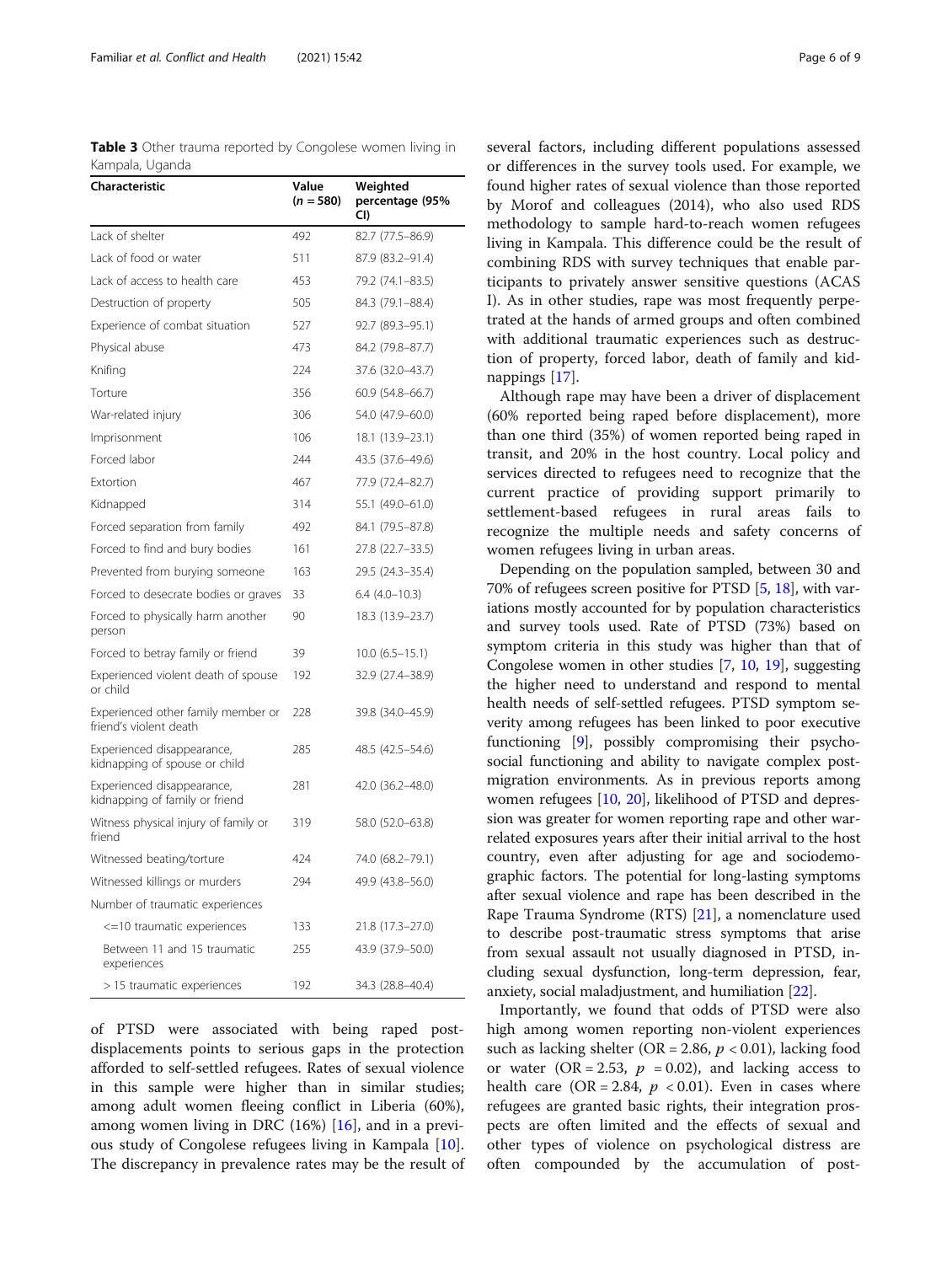**Table 3** Other trauma reported by Congolese women living in Kampala, Uganda

| Characteristic | Value ($n = 580$) | Weighted percentage (95% CI) |
|---|---|---|
| Lack of shelter | 492 | 82.7 (77.5–86.9) |
| Lack of food or water | 511 | 87.9 (83.2–91.4) |
| Lack of access to health care | 453 | 79.2 (74.1–83.5) |
| Destruction of property | 505 | 84.3 (79.1–88.4) |
| Experience of combat situation | 527 | 92.7 (89.3–95.1) |
| Physical abuse | 473 | 84.2 (79.8–87.7) |
| Knifing | 224 | 37.6 (32.0–43.7) |
| Torture | 356 | 60.9 (54.8–66.7) |
| War-related injury | 306 | 54.0 (47.9–60.0) |
| Imprisonment | 106 | 18.1 (13.9–23.1) |
| Forced labor | 244 | 43.5 (37.6–49.6) |
| Extortion | 467 | 77.9 (72.4–82.7) |
| Kidnapped | 314 | 55.1 (49.0–61.0) |
| Forced separation from family | 492 | 84.1 (79.5–87.8) |
| Forced to find and bury bodies | 161 | 27.8 (22.7–33.5) |
| Prevented from burying someone | 163 | 29.5 (24.3–35.4) |
| Forced to desecrate bodies or graves | 33 | 6.4 (4.0–10.3) |
| Forced to physically harm another person | 90 | 18.3 (13.9–23.7) |
| Forced to betray family or friend | 39 | 10.0 (6.5–15.1) |
| Experienced violent death of spouse or child | 192 | 32.9 (27.4–38.9) |
| Experienced other family member or friend's violent death | 228 | 39.8 (34.0–45.9) |
| Experienced disappearance, kidnapping of spouse or child | 285 | 48.5 (42.5–54.6) |
| Experienced disappearance, kidnapping of family or friend | 281 | 42.0 (36.2–48.0) |
| Witness physical injury of family or friend | 319 | 58.0 (52.0–63.8) |
| Witnessed beating/torture | 424 | 74.0 (68.2–79.1) |
| Witnessed killings or murders | 294 | 49.9 (43.8–56.0) |
| Number of traumatic experiences | | |
| <=10 traumatic experiences | 133 | 21.8 (17.3–27.0) |
| Between 11 and 15 traumatic experiences | 255 | 43.9 (37.9–50.0) |
| > 15 traumatic experiences | 192 | 34.3 (28.8–40.4) |

of PTSD were associated with being raped post-displacements points to serious gaps in the protection afforded to self-settled refugees. Rates of sexual violence in this sample were higher than in similar studies; among adult women fleeing conflict in Liberia (60%), among women living in DRC (16%) [16], and in a previous study of Congolese refugees living in Kampala [10]. The discrepancy in prevalence rates may be the result of several factors, including different populations assessed or differences in the survey tools used. For example, we found higher rates of sexual violence than those reported by Morof and colleagues (2014), who also used RDS methodology to sample hard-to-reach women refugees living in Kampala. This difference could be the result of combining RDS with survey techniques that enable participants to privately answer sensitive questions (ACASI). As in other studies, rape was most frequently perpetrated at the hands of armed groups and often combined with additional traumatic experiences such as destruction of property, forced labor, death of family and kidnappings [17].

Although rape may have been a driver of displacement (60% reported being raped before displacement), more than one third (35%) of women reported being raped in transit, and 20% in the host country. Local policy and services directed to refugees need to recognize that the current practice of providing support primarily to settlement-based refugees in rural areas fails to recognize the multiple needs and safety concerns of women refugees living in urban areas.

Depending on the population sampled, between 30 and 70% of refugees screen positive for PTSD [5, 18], with variations mostly accounted for by population characteristics and survey tools used. Rate of PTSD (73%) based on symptom criteria in this study was higher than that of Congolese women in other studies [7, 10, 19], suggesting the higher need to understand and respond to mental health needs of self-settled refugees. PTSD symptom severity among refugees has been linked to poor executive functioning [9], possibly compromising their psychosocial functioning and ability to navigate complex post-migration environments. As in previous reports among women refugees [10, 20], likelihood of PTSD and depression was greater for women reporting rape and other war-related exposures years after their initial arrival to the host country, even after adjusting for age and sociodemographic factors. The potential for long-lasting symptoms after sexual violence and rape has been described in the Rape Trauma Syndrome (RTS) [21], a nomenclature used to describe post-traumatic stress symptoms that arise from sexual assault not usually diagnosed in PTSD, including sexual dysfunction, long-term depression, fear, anxiety, social maladjustment, and humiliation [22].

Importantly, we found that odds of PTSD were also high among women reporting non-violent experiences such as lacking shelter ($OR = 2.86$, $p < 0.01$), lacking food or water ($OR = 2.53$, $p = 0.02$), and lacking access to health care ($OR = 2.84$, $p < 0.01$). Even in cases where refugees are granted basic rights, their integration prospects are often limited and the effects of sexual and other types of violence on psychological distress are often compounded by the accumulation of post-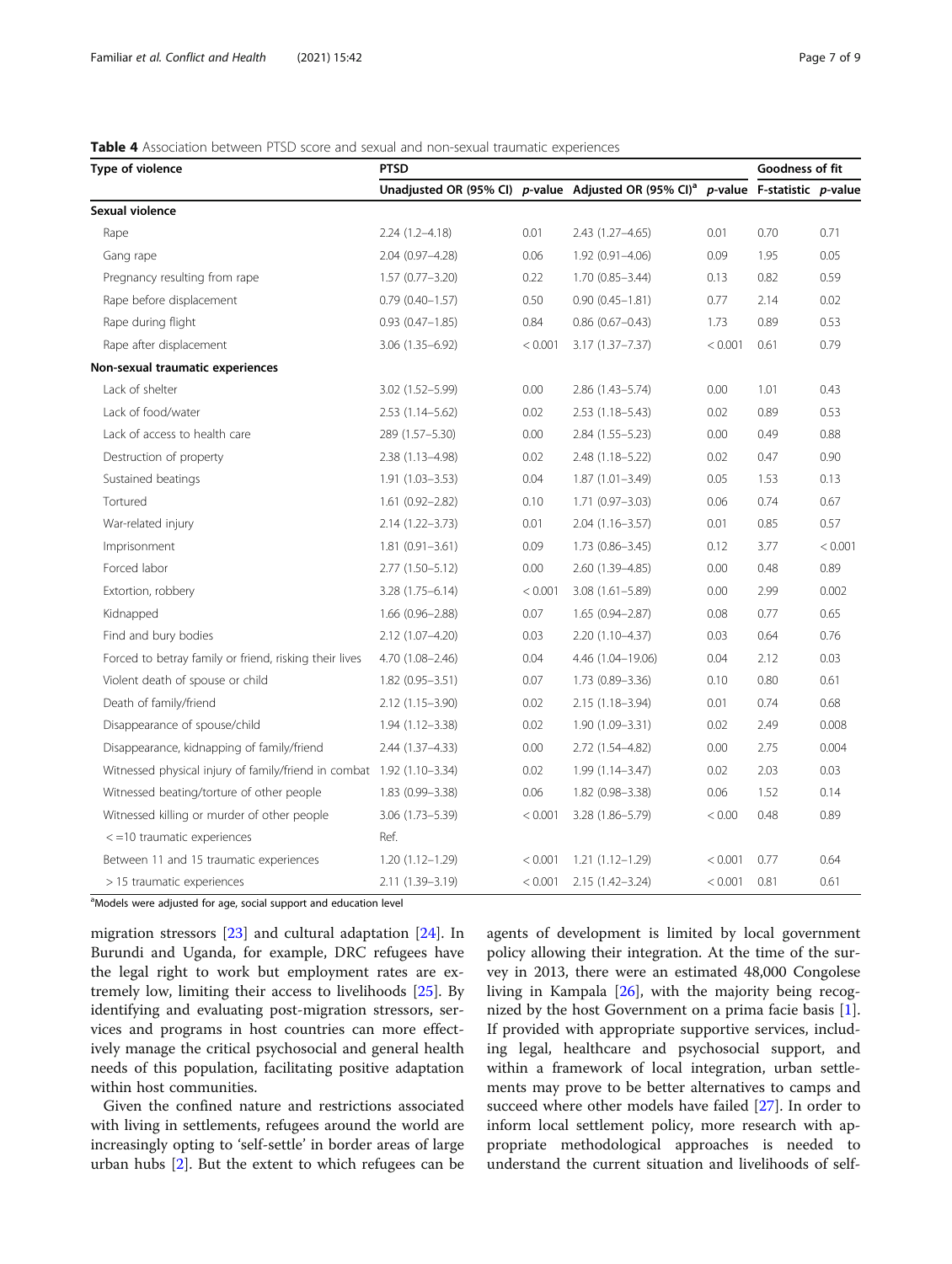**Table 4** Association between PTSD score and sexual and non-sexual traumatic experiences

| Type of violence | PTSD | | | | Goodness of fit | |
|---|---|---|---|---|---|---|
| | Unadjusted OR (95% CI) | *p*-value | Adjusted OR (95% CI)[a] | *p*-value | F-statistic | *p*-value |
| **Sexual violence** | | | | | | |
| Rape | 2.24 (1.2–4.18) | 0.01 | 2.43 (1.27–4.65) | 0.01 | 0.70 | 0.71 |
| Gang rape | 2.04 (0.97–4.28) | 0.06 | 1.92 (0.91–4.06) | 0.09 | 1.95 | 0.05 |
| Pregnancy resulting from rape | 1.57 (0.77–3.20) | 0.22 | 1.70 (0.85–3.44) | 0.13 | 0.82 | 0.59 |
| Rape before displacement | 0.79 (0.40–1.57) | 0.50 | 0.90 (0.45–1.81) | 0.77 | 2.14 | 0.02 |
| Rape during flight | 0.93 (0.47–1.85) | 0.84 | 0.86 (0.67–0.43) | 1.73 | 0.89 | 0.53 |
| Rape after displacement | 3.06 (1.35–6.92) | < 0.001 | 3.17 (1.37–7.37) | < 0.001 | 0.61 | 0.79 |
| **Non-sexual traumatic experiences** | | | | | | |
| Lack of shelter | 3.02 (1.52–5.99) | 0.00 | 2.86 (1.43–5.74) | 0.00 | 1.01 | 0.43 |
| Lack of food/water | 2.53 (1.14–5.62) | 0.02 | 2.53 (1.18–5.43) | 0.02 | 0.89 | 0.53 |
| Lack of access to health care | 289 (1.57–5.30) | 0.00 | 2.84 (1.55–5.23) | 0.00 | 0.49 | 0.88 |
| Destruction of property | 2.38 (1.13–4.98) | 0.02 | 2.48 (1.18–5.22) | 0.02 | 0.47 | 0.90 |
| Sustained beatings | 1.91 (1.03–3.53) | 0.04 | 1.87 (1.01–3.49) | 0.05 | 1.53 | 0.13 |
| Tortured | 1.61 (0.92–2.82) | 0.10 | 1.71 (0.97–3.03) | 0.06 | 0.74 | 0.67 |
| War-related injury | 2.14 (1.22–3.73) | 0.01 | 2.04 (1.16–3.57) | 0.01 | 0.85 | 0.57 |
| Imprisonment | 1.81 (0.91–3.61) | 0.09 | 1.73 (0.86–3.45) | 0.12 | 3.77 | < 0.001 |
| Forced labor | 2.77 (1.50–5.12) | 0.00 | 2.60 (1.39–4.85) | 0.00 | 0.48 | 0.89 |
| Extortion, robbery | 3.28 (1.75–6.14) | < 0.001 | 3.08 (1.61–5.89) | 0.00 | 2.99 | 0.002 |
| Kidnapped | 1.66 (0.96–2.88) | 0.07 | 1.65 (0.94–2.87) | 0.08 | 0.77 | 0.65 |
| Find and bury bodies | 2.12 (1.07–4.20) | 0.03 | 2.20 (1.10–4.37) | 0.03 | 0.64 | 0.76 |
| Forced to betray family or friend, risking their lives | 4.70 (1.08–2.46) | 0.04 | 4.46 (1.04–19.06) | 0.04 | 2.12 | 0.03 |
| Violent death of spouse or child | 1.82 (0.95–3.51) | 0.07 | 1.73 (0.89–3.36) | 0.10 | 0.80 | 0.61 |
| Death of family/friend | 2.12 (1.15–3.90) | 0.02 | 2.15 (1.18–3.94) | 0.01 | 0.74 | 0.68 |
| Disappearance of spouse/child | 1.94 (1.12–3.38) | 0.02 | 1.90 (1.09–3.31) | 0.02 | 2.49 | 0.008 |
| Disappearance, kidnapping of family/friend | 2.44 (1.37–4.33) | 0.00 | 2.72 (1.54–4.82) | 0.00 | 2.75 | 0.004 |
| Witnessed physical injury of family/friend in combat | 1.92 (1.10–3.34) | 0.02 | 1.99 (1.14–3.47) | 0.02 | 2.03 | 0.03 |
| Witnessed beating/torture of other people | 1.83 (0.99–3.38) | 0.06 | 1.82 (0.98–3.38) | 0.06 | 1.52 | 0.14 |
| Witnessed killing or murder of other people | 3.06 (1.73–5.39) | < 0.001 | 3.28 (1.86–5.79) | < 0.00 | 0.48 | 0.89 |
| < =10 traumatic experiences | Ref. | | | | | |
| Between 11 and 15 traumatic experiences | 1.20 (1.12–1.29) | < 0.001 | 1.21 (1.12–1.29) | < 0.001 | 0.77 | 0.64 |
| > 15 traumatic experiences | 2.11 (1.39–3.19) | < 0.001 | 2.15 (1.42–3.24) | < 0.001 | 0.81 | 0.61 |

[a]Models were adjusted for age, social support and education level

migration stressors [23] and cultural adaptation [24]. In Burundi and Uganda, for example, DRC refugees have the legal right to work but employment rates are extremely low, limiting their access to livelihoods [25]. By identifying and evaluating post-migration stressors, services and programs in host countries can more effectively manage the critical psychosocial and general health needs of this population, facilitating positive adaptation within host communities.

Given the confined nature and restrictions associated with living in settlements, refugees around the world are increasingly opting to 'self-settle' in border areas of large urban hubs [2]. But the extent to which refugees can be agents of development is limited by local government policy allowing their integration. At the time of the survey in 2013, there were an estimated 48,000 Congolese living in Kampala [26], with the majority being recognized by the host Government on a prima facie basis [1]. If provided with appropriate supportive services, including legal, healthcare and psychosocial support, and within a framework of local integration, urban settlements may prove to be better alternatives to camps and succeed where other models have failed [27]. In order to inform local settlement policy, more research with appropriate methodological approaches is needed to understand the current situation and livelihoods of self-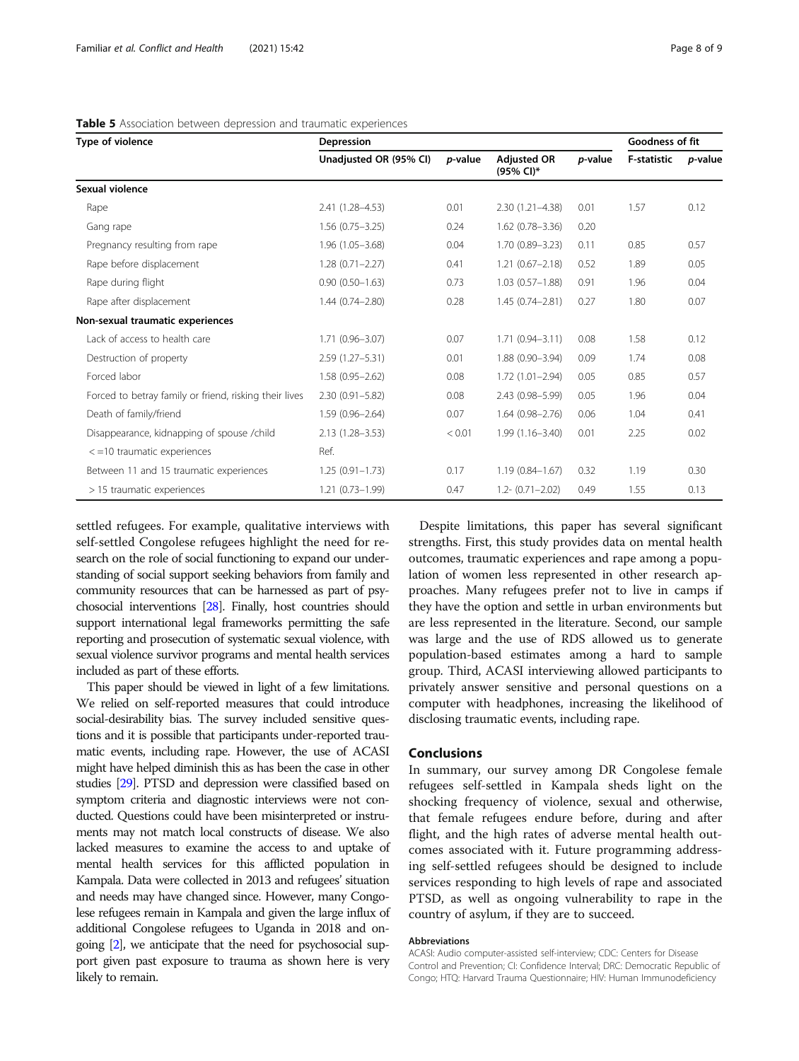**Table 5** Association between depression and traumatic experiences

| Type of violence | Depression | | | | Goodness of fit | |
|---|---|---|---|---|---|---|
| | Unadjusted OR (95% CI) | *p*-value | Adjusted OR (95% CI)* | *p*-value | F-statistic | *p*-value |
| **Sexual violence** | | | | | | |
| Rape | 2.41 (1.28–4.53) | 0.01 | 2.30 (1.21–4.38) | 0.01 | 1.57 | 0.12 |
| Gang rape | 1.56 (0.75–3.25) | 0.24 | 1.62 (0.78–3.36) | 0.20 | | |
| Pregnancy resulting from rape | 1.96 (1.05–3.68) | 0.04 | 1.70 (0.89–3.23) | 0.11 | 0.85 | 0.57 |
| Rape before displacement | 1.28 (0.71–2.27) | 0.41 | 1.21 (0.67–2.18) | 0.52 | 1.89 | 0.05 |
| Rape during flight | 0.90 (0.50–1.63) | 0.73 | 1.03 (0.57–1.88) | 0.91 | 1.96 | 0.04 |
| Rape after displacement | 1.44 (0.74–2.80) | 0.28 | 1.45 (0.74–2.81) | 0.27 | 1.80 | 0.07 |
| **Non-sexual traumatic experiences** | | | | | | |
| Lack of access to health care | 1.71 (0.96–3.07) | 0.07 | 1.71 (0.94–3.11) | 0.08 | 1.58 | 0.12 |
| Destruction of property | 2.59 (1.27–5.31) | 0.01 | 1.88 (0.90–3.94) | 0.09 | 1.74 | 0.08 |
| Forced labor | 1.58 (0.95–2.62) | 0.08 | 1.72 (1.01–2.94) | 0.05 | 0.85 | 0.57 |
| Forced to betray family or friend, risking their lives | 2.30 (0.91–5.82) | 0.08 | 2.43 (0.98–5.99) | 0.05 | 1.96 | 0.04 |
| Death of family/friend | 1.59 (0.96–2.64) | 0.07 | 1.64 (0.98–2.76) | 0.06 | 1.04 | 0.41 |
| Disappearance, kidnapping of spouse /child | 2.13 (1.28–3.53) | < 0.01 | 1.99 (1.16–3.40) | 0.01 | 2.25 | 0.02 |
| < =10 traumatic experiences | Ref. | | | | | |
| Between 11 and 15 traumatic experiences | 1.25 (0.91–1.73) | 0.17 | 1.19 (0.84–1.67) | 0.32 | 1.19 | 0.30 |
| > 15 traumatic experiences | 1.21 (0.73–1.99) | 0.47 | 1.2- (0.71–2.02) | 0.49 | 1.55 | 0.13 |

settled refugees. For example, qualitative interviews with self-settled Congolese refugees highlight the need for research on the role of social functioning to expand our understanding of social support seeking behaviors from family and community resources that can be harnessed as part of psychosocial interventions [28]. Finally, host countries should support international legal frameworks permitting the safe reporting and prosecution of systematic sexual violence, with sexual violence survivor programs and mental health services included as part of these efforts.

This paper should be viewed in light of a few limitations. We relied on self-reported measures that could introduce social-desirability bias. The survey included sensitive questions and it is possible that participants under-reported traumatic events, including rape. However, the use of ACASI might have helped diminish this as has been the case in other studies [29]. PTSD and depression were classified based on symptom criteria and diagnostic interviews were not conducted. Questions could have been misinterpreted or instruments may not match local constructs of disease. We also lacked measures to examine the access to and uptake of mental health services for this afflicted population in Kampala. Data were collected in 2013 and refugees' situation and needs may have changed since. However, many Congolese refugees remain in Kampala and given the large influx of additional Congolese refugees to Uganda in 2018 and ongoing [2], we anticipate that the need for psychosocial support given past exposure to trauma as shown here is very likely to remain.

Despite limitations, this paper has several significant strengths. First, this study provides data on mental health outcomes, traumatic experiences and rape among a population of women less represented in other research approaches. Many refugees prefer not to live in camps if they have the option and settle in urban environments but are less represented in the literature. Second, our sample was large and the use of RDS allowed us to generate population-based estimates among a hard to sample group. Third, ACASI interviewing allowed participants to privately answer sensitive and personal questions on a computer with headphones, increasing the likelihood of disclosing traumatic events, including rape.

## Conclusions

In summary, our survey among DR Congolese female refugees self-settled in Kampala sheds light on the shocking frequency of violence, sexual and otherwise, that female refugees endure before, during and after flight, and the high rates of adverse mental health outcomes associated with it. Future programming addressing self-settled refugees should be designed to include services responding to high levels of rape and associated PTSD, as well as ongoing vulnerability to rape in the country of asylum, if they are to succeed.

#### Abbreviations

ACASI: Audio computer-assisted self-interview; CDC: Centers for Disease Control and Prevention; CI: Confidence Interval; DRC: Democratic Republic of Congo; HTQ: Harvard Trauma Questionnaire; HIV: Human Immunodeficiency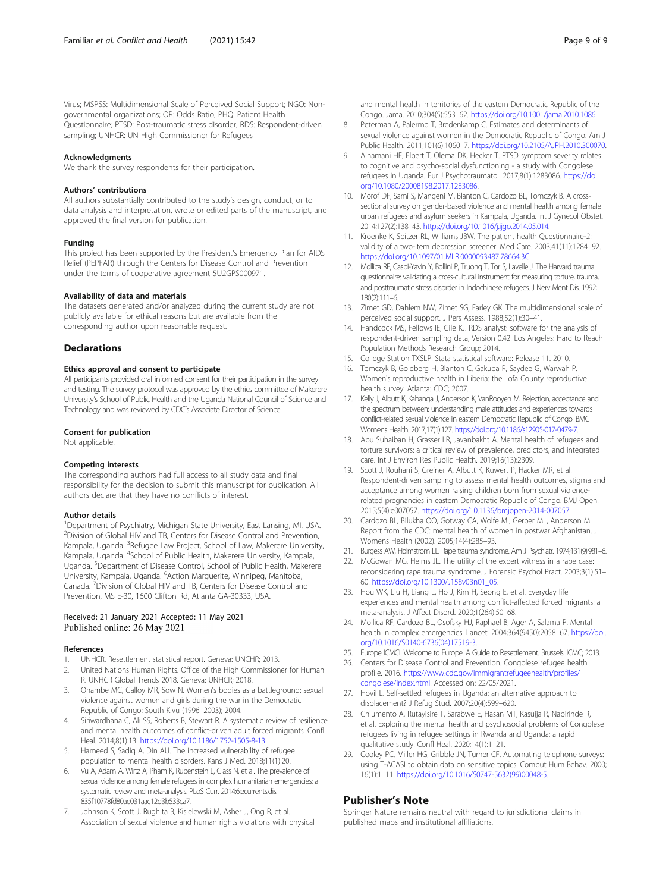Virus; MSPSS: Multidimensional Scale of Perceived Social Support; NGO: Non-governmental organizations; OR: Odds Ratio; PHQ: Patient Health Questionnaire; PTSD: Post-traumatic stress disorder; RDS: Respondent-driven sampling; UNHCR: UN High Commissioner for Refugees

### Acknowledgments

We thank the survey respondents for their participation.

### Authors' contributions

All authors substantially contributed to the study's design, conduct, or to data analysis and interpretation, wrote or edited parts of the manuscript, and approved the final version for publication.

### Funding

This project has been supported by the President's Emergency Plan for AIDS Relief (PEPFAR) through the Centers for Disease Control and Prevention under the terms of cooperative agreement 5U2GPS000971.

### Availability of data and materials

The datasets generated and/or analyzed during the current study are not publicly available for ethical reasons but are available from the corresponding author upon reasonable request.

## Declarations

### Ethics approval and consent to participate

All participants provided oral informed consent for their participation in the survey and testing. The survey protocol was approved by the ethics committee of Makerere University's School of Public Health and the Uganda National Council of Science and Technology and was reviewed by CDC's Associate Director of Science.

### Consent for publication

Not applicable.

### Competing interests

The corresponding authors had full access to all study data and final responsibility for the decision to submit this manuscript for publication. All authors declare that they have no conflicts of interest.

### Author details

[1]Department of Psychiatry, Michigan State University, East Lansing, MI, USA. [2]Division of Global HIV and TB, Centers for Disease Control and Prevention, Kampala, Uganda. [3]Refugee Law Project, School of Law, Makerere University, Kampala, Uganda. [4]School of Public Health, Makerere University, Kampala, Uganda. [5]Department of Disease Control, School of Public Health, Makerere University, Kampala, Uganda. [6]Action Marguerite, Winnipeg, Manitoba, Canada. [7]Division of Global HIV and TB, Centers for Disease Control and Prevention, MS E-30, 1600 Clifton Rd, Atlanta GA-30333, USA.

Received: 21 January 2021 Accepted: 11 May 2021
Published online: 26 May 2021

### References

1. UNHCR. Resettlement statistical report. Geneva: UNCHR; 2013.
2. United Nations Human Rights. Office of the High Commissioner for Human R. UNHCR Global Trends 2018. Geneva: UNHCR; 2018.
3. Ohambe MC, Galloy MR, Sow N. Women's bodies as a battleground: sexual violence against women and girls during the war in the Democratic Republic of Congo: South Kivu (1996–2003); 2004.
4. Siriwardhana C, Ali SS, Roberts B, Stewart R. A systematic review of resilience and mental health outcomes of conflict-driven adult forced migrants. Confl Heal. 2014;8(1):13. https://doi.org/10.1186/1752-1505-8-13.
5. Hameed S, Sadiq A, Din AU. The increased vulnerability of refugee population to mental health disorders. Kans J Med. 2018;11(1):20.
6. Vu A, Adam A, Wirtz A, Pham K, Rubenstein L, Glass N, et al. The prevalence of sexual violence among female refugees in complex humanitarian emergencies: a systematic review and meta-analysis. PLoS Curr. 2014;6:ecurrents.dis.835f10778fd80ae031aac12d3b533ca7.
7. Johnson K, Scott J, Rughita B, Kisielewski M, Asher J, Ong R, et al. Association of sexual violence and human rights violations with physical and mental health in territories of the eastern Democratic Republic of the Congo. Jama. 2010;304(5):553–62. https://doi.org/10.1001/jama.2010.1086.
8. Peterman A, Palermo T, Bredenkamp C. Estimates and determinants of sexual violence against women in the Democratic Republic of Congo. Am J Public Health. 2011;101(6):1060–7. https://doi.org/10.2105/AJPH.2010.300070.
9. Ainamani HE, Elbert T, Olema DK, Hecker T. PTSD symptom severity relates to cognitive and psycho-social dysfunctioning - a study with Congolese refugees in Uganda. Eur J Psychotraumatol. 2017;8(1):1283086. https://doi.org/10.1080/20008198.2017.1283086.
10. Morof DF, Sami S, Mangeni M, Blanton C, Cardozo BL, Tomczyk B. A cross-sectional survey on gender-based violence and mental health among female urban refugees and asylum seekers in Kampala, Uganda. Int J Gynecol Obstet. 2014;127(2):138–43. https://doi.org/10.1016/j.ijgo.2014.05.014.
11. Kroenke K, Spitzer RL, Williams JBW. The patient health Questionnaire-2: validity of a two-item depression screener. Med Care. 2003;41(11):1284–92. https://doi.org/10.1097/01.MLR.0000093487.78664.3C.
12. Mollica RF, Caspi-Yavin Y, Bollini P, Truong T, Tor S, Lavelle J. The Harvard trauma questionnaire: validating a cross-cultural instrument for measuring torture, trauma, and posttraumatic stress disorder in Indochinese refugees. J Nerv Ment Dis. 1992;180(2):111–6.
13. Zimet GD, Dahlem NW, Zimet SG, Farley GK. The multidimensional scale of perceived social support. J Pers Assess. 1988;52(1):30–41.
14. Handcock MS, Fellows IE, Gile KJ. RDS analyst: software for the analysis of respondent-driven sampling data, Version 0.42. Los Angeles: Hard to Reach Population Methods Research Group; 2014.
15. College Station TXSLP. Stata statistical software: Release 11. 2010.
16. Tomczyk B, Goldberg H, Blanton C, Gakuba R, Saydee G, Warwah P. Women's reproductive health in Liberia: the Lofa County reproductive health survey. Atlanta: CDC; 2007.
17. Kelly J, Albutt K, Kabanga J, Anderson K, VanRooyen M. Rejection, acceptance and the spectrum between: understanding male attitudes and experiences towards conflict-related sexual violence in eastern Democratic Republic of Congo. BMC Womens Health. 2017;17(1):127. https://doi.org/10.1186/s12905-017-0479-7.
18. Abu Suhaiban H, Grasser LR, Javanbakht A. Mental health of refugees and torture survivors: a critical review of prevalence, predictors, and integrated care. Int J Environ Res Public Health. 2019;16(13):2309.
19. Scott J, Rouhani S, Greiner A, Albutt K, Kuwert P, Hacker MR, et al. Respondent-driven sampling to assess mental health outcomes, stigma and acceptance among women raising children born from sexual violence-related pregnancies in eastern Democratic Republic of Congo. BMJ Open. 2015;5(4):e007057. https://doi.org/10.1136/bmjopen-2014-007057.
20. Cardozo BL, Bilukha OO, Gotway CA, Wolfe MI, Gerber ML, Anderson M. Report from the CDC: mental health of women in postwar Afghanistan. J Womens Health (2002). 2005;14(4):285–93.
21. Burgess AW, Holmstrom LL. Rape trauma syndrome. Am J Psychiatr. 1974;131(9):981–6.
22. McGowan MG, Helms JL. The utility of the expert witness in a rape case: reconsidering rape trauma syndrome. J Forensic Psychol Pract. 2003;3(1):51–60. https://doi.org/10.1300/J158v03n01_05.
23. Hou WK, Liu H, Liang L, Ho J, Kim H, Seong E, et al. Everyday life experiences and mental health among conflict-affected forced migrants: a meta-analysis. J Affect Disord. 2020;1(264):50–68.
24. Mollica RF, Cardozo BL, Osofsky HJ, Raphael B, Ager A, Salama P. Mental health in complex emergencies. Lancet. 2004;364(9450):2058–67. https://doi.org/10.1016/S0140-6736(04)17519-3.
25. Europe ICMCI. Welcome to Europe! A Guide to Resettlement. Brussels: ICMC; 2013.
26. Centers for Disease Control and Prevention. Congolese refugee health profile. 2016. https://www.cdc.gov/immigrantrefugeehealth/profiles/congolese/index.html. Accessed on: 22/05/2021.
27. Hovil L. Self-settled refugees in Uganda: an alternative approach to displacement? J Refug Stud. 2007;20(4):599–620.
28. Chiumento A, Rutayisire T, Sarabwe E, Hasan MT, Kasujja R, Nabirinde R, et al. Exploring the mental health and psychosocial problems of Congolese refugees living in refugee settings in Rwanda and Uganda: a rapid qualitative study. Confl Heal. 2020;14(1):1–21.
29. Cooley PC, Miller HG, Gribble JN, Turner CF. Automating telephone surveys: using T-ACASI to obtain data on sensitive topics. Comput Hum Behav. 2000;16(1):1–11. https://doi.org/10.1016/S0747-5632(99)00048-5.

## Publisher's Note

Springer Nature remains neutral with regard to jurisdictional claims in published maps and institutional affiliations.